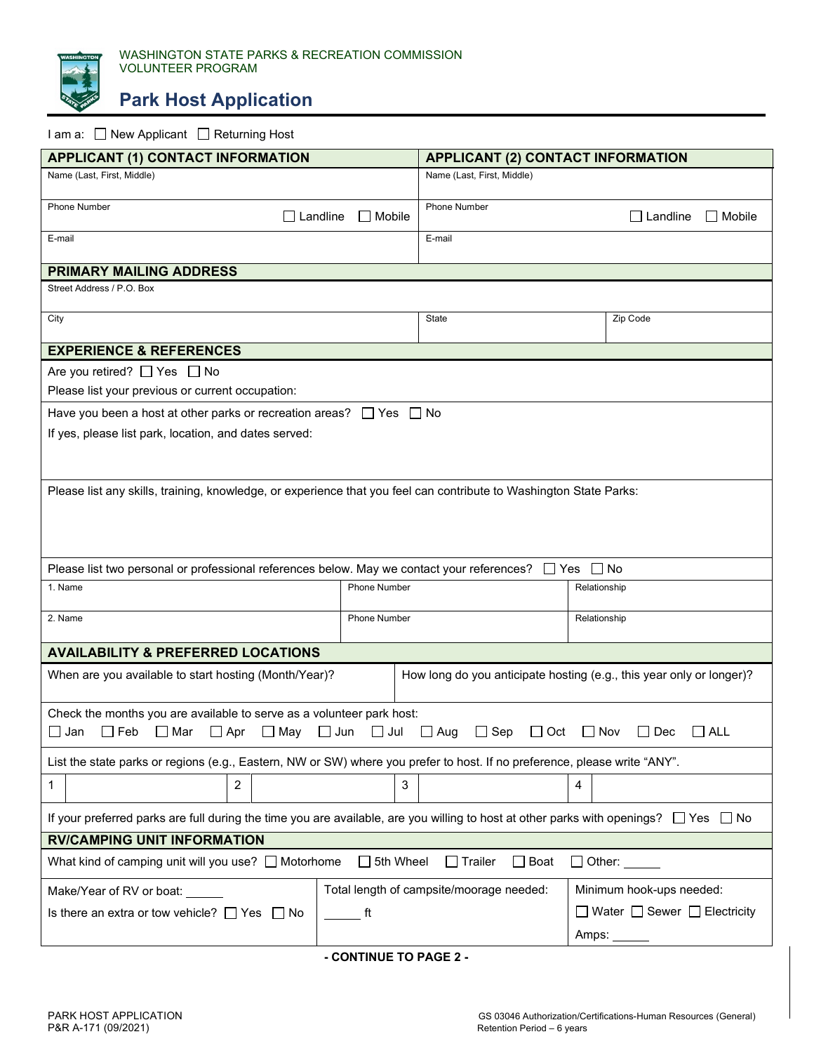WASHINGTON STATE PARKS & RECREATION COMMISSION
VOLUNTEER PROGRAM

# Park Host Application

I am a: ☐ New Applicant ☐ Returning Host

| APPLICANT (1) CONTACT INFORMATION | APPLICANT (2) CONTACT INFORMATION |
| --- | --- |
| Name (Last, First, Middle) | Name (Last, First, Middle) |
| Phone Number ☐ Landline ☐ Mobile | Phone Number ☐ Landline ☐ Mobile |
| E-mail | E-mail |

## PRIMARY MAILING ADDRESS

| Street Address / P.O. Box | | |
| --- | --- | --- |
| City | State | Zip Code |

## EXPERIENCE & REFERENCES

Are you retired? ☐ Yes ☐ No

Please list your previous or current occupation:

Have you been a host at other parks or recreation areas? ☐ Yes ☐ No

If yes, please list park, location, and dates served:

Please list any skills, training, knowledge, or experience that you feel can contribute to Washington State Parks:

Please list two personal or professional references below. May we contact your references? ☐ Yes ☐ No

| Name | Phone Number | Relationship |
| --- | --- | --- |
| 1. | | |
| 2. | | |

## AVAILABILITY & PREFERRED LOCATIONS

| When are you available to start hosting (Month/Year)? | How long do you anticipate hosting (e.g., this year only or longer)? |
| --- | --- |
| | |

Check the months you are available to serve as a volunteer park host:

☐ Jan ☐ Feb ☐ Mar ☐ Apr ☐ May ☐ Jun ☐ Jul ☐ Aug ☐ Sep ☐ Oct ☐ Nov ☐ Dec ☐ ALL

List the state parks or regions (e.g., Eastern, NW or SW) where you prefer to host. If no preference, please write "ANY".

| 1 | | 2 | | 3 | | 4 | |
| --- | --- | --- | --- | --- | --- | --- | --- |

If your preferred parks are full during the time you are available, are you willing to host at other parks with openings? ☐ Yes ☐ No

## RV/CAMPING UNIT INFORMATION

What kind of camping unit will you use? ☐ Motorhome ☐ 5th Wheel ☐ Trailer ☐ Boat ☐ Other: ______

| Make/Year of RV or boat: ______ | Total length of campsite/moorage needed: | Minimum hook-ups needed: |
| --- | --- | --- |
| Is there an extra or tow vehicle? ☐ Yes ☐ No | ______ ft | ☐ Water ☐ Sewer ☐ Electricity |
| | | Amps: ______ |

**- CONTINUE TO PAGE 2 -**

PARK HOST APPLICATION
P&R A-171 (09/2021)

GS 03046 Authorization/Certifications-Human Resources (General)
Retention Period – 6 years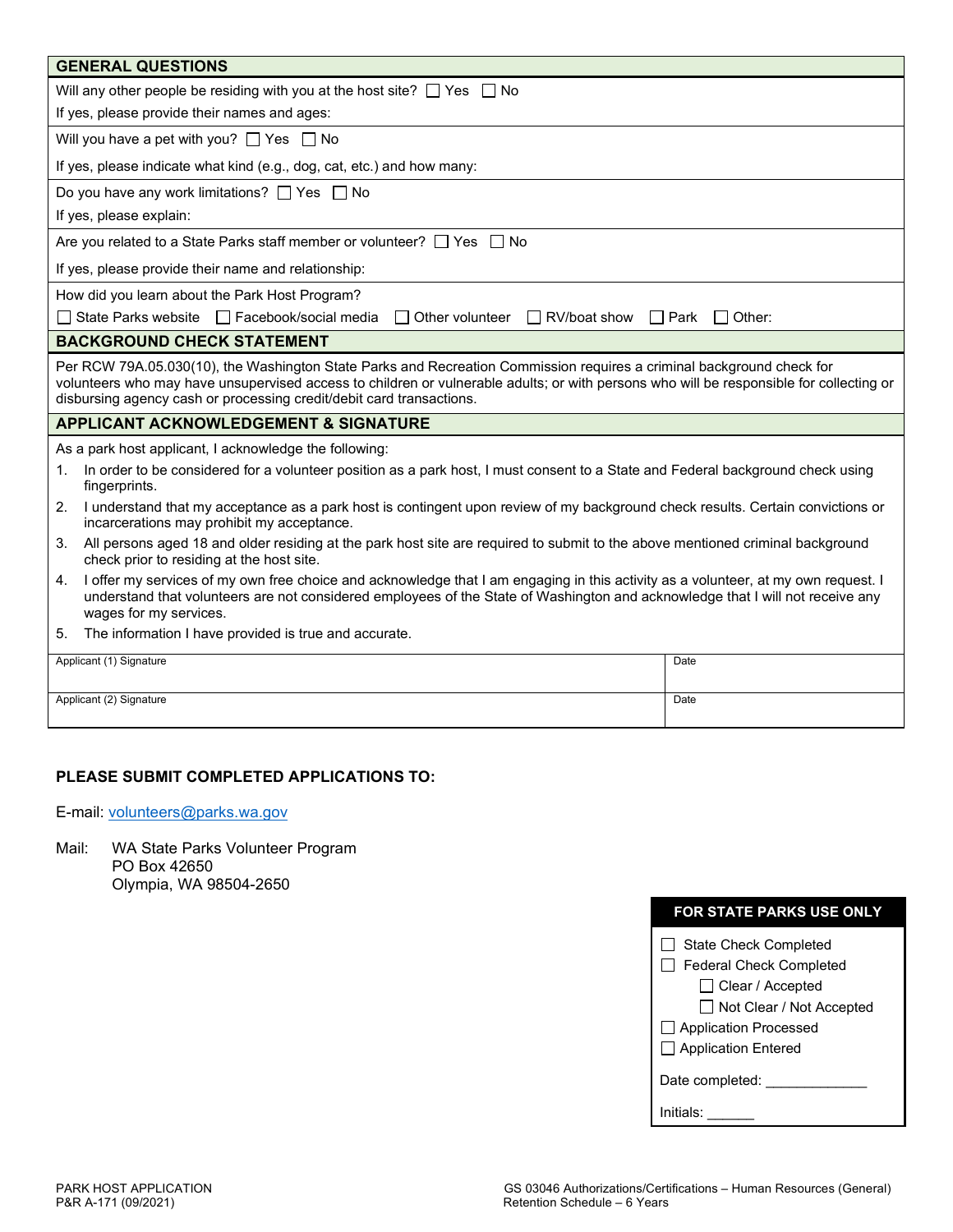## GENERAL QUESTIONS

Will any other people be residing with you at the host site? ☐ Yes ☐ No

If yes, please provide their names and ages:

Will you have a pet with you? ☐ Yes ☐ No

If yes, please indicate what kind (e.g., dog, cat, etc.) and how many:

Do you have any work limitations? ☐ Yes ☐ No

If yes, please explain:

Are you related to a State Parks staff member or volunteer? ☐ Yes ☐ No

If yes, please provide their name and relationship:

How did you learn about the Park Host Program?

☐ State Parks website ☐ Facebook/social media ☐ Other volunteer ☐ RV/boat show ☐ Park ☐ Other:

## BACKGROUND CHECK STATEMENT

Per RCW 79A.05.030(10), the Washington State Parks and Recreation Commission requires a criminal background check for volunteers who may have unsupervised access to children or vulnerable adults; or with persons who will be responsible for collecting or disbursing agency cash or processing credit/debit card transactions.

## APPLICANT ACKNOWLEDGEMENT & SIGNATURE

As a park host applicant, I acknowledge the following:

1. In order to be considered for a volunteer position as a park host, I must consent to a State and Federal background check using fingerprints.
2. I understand that my acceptance as a park host is contingent upon review of my background check results. Certain convictions or incarcerations may prohibit my acceptance.
3. All persons aged 18 and older residing at the park host site are required to submit to the above mentioned criminal background check prior to residing at the host site.
4. I offer my services of my own free choice and acknowledge that I am engaging in this activity as a volunteer, at my own request. I understand that volunteers are not considered employees of the State of Washington and acknowledge that I will not receive any wages for my services.
5. The information I have provided is true and accurate.

| | |
|---|---|
| Applicant (1) Signature | Date |
| Applicant (2) Signature | Date |

**PLEASE SUBMIT COMPLETED APPLICATIONS TO:**

E-mail: volunteers@parks.wa.gov

Mail: WA State Parks Volunteer Program
PO Box 42650
Olympia, WA 98504-2650

**FOR STATE PARKS USE ONLY**

☐ State Check Completed
☐ Federal Check Completed
  ☐ Clear / Accepted
  ☐ Not Clear / Not Accepted
☐ Application Processed
☐ Application Entered

Date completed: _____________

Initials: ______

PARK HOST APPLICATION
P&R A-171 (09/2021)

GS 03046 Authorizations/Certifications – Human Resources (General)
Retention Schedule – 6 Years